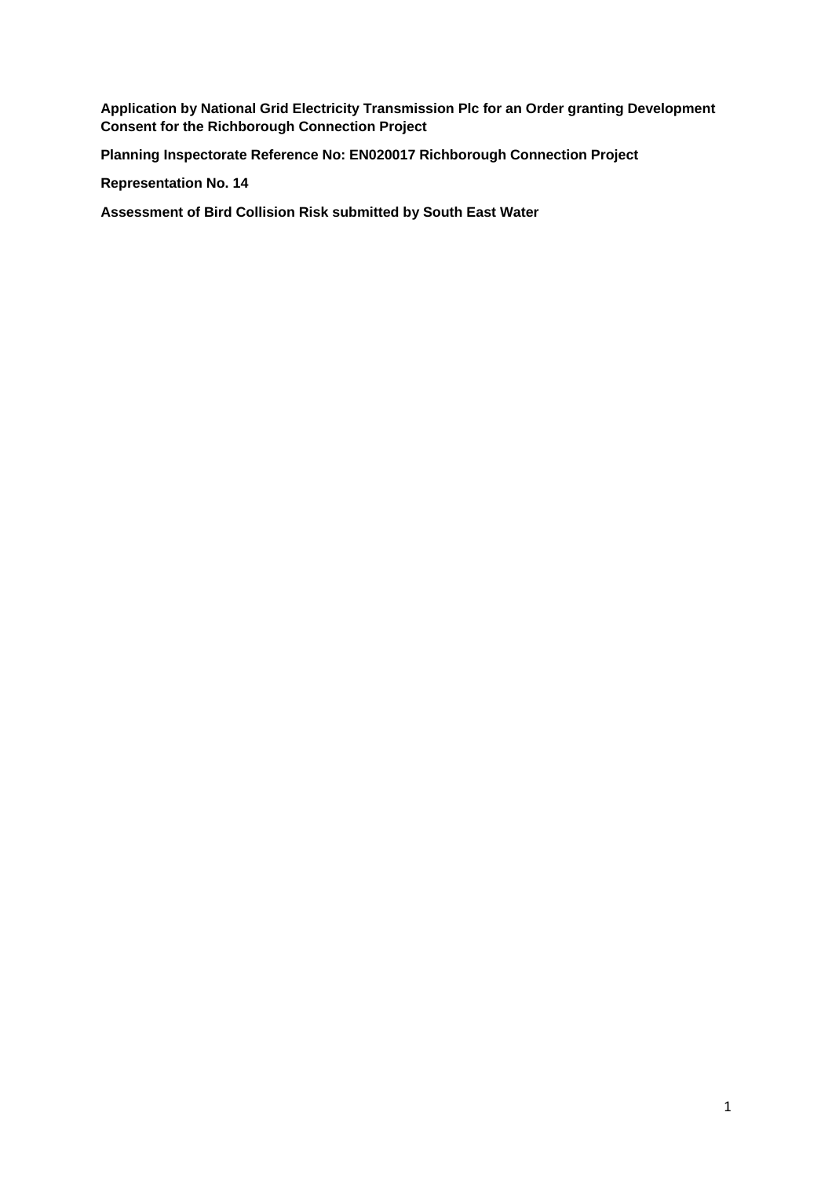**Application by National Grid Electricity Transmission Plc for an Order granting Development Consent for the Richborough Connection Project**

**Planning Inspectorate Reference No: EN020017 Richborough Connection Project**

**Representation No. 14**

**Assessment of Bird Collision Risk submitted by South East Water**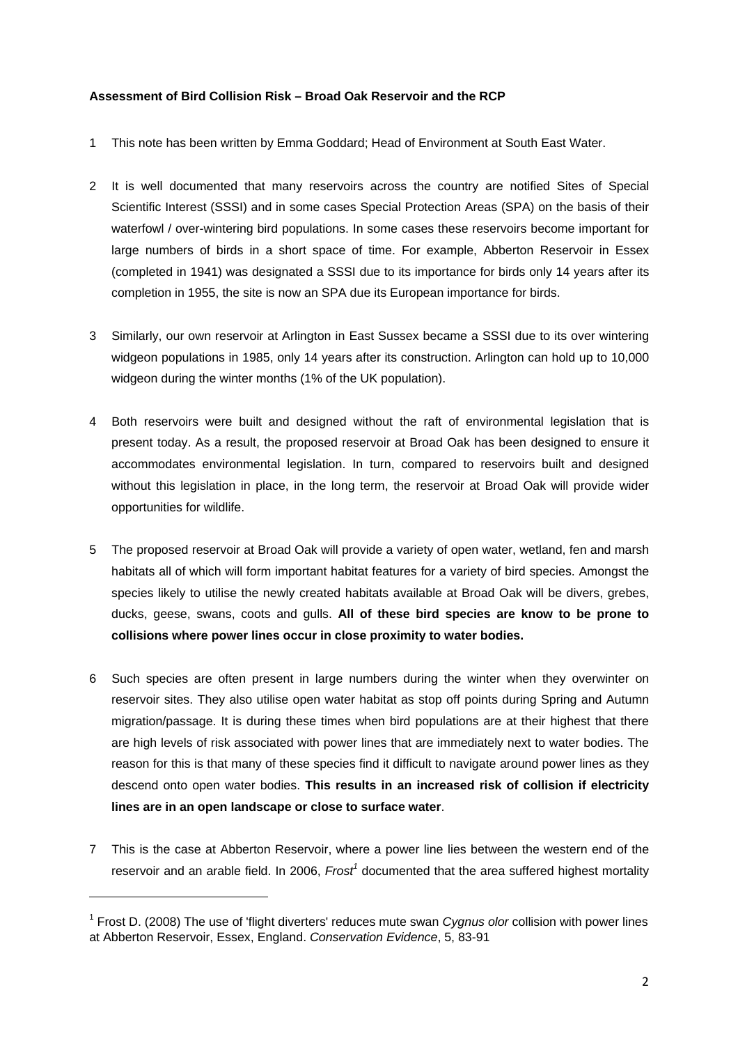**Assessment of Bird Collision Risk – Broad Oak Reservoir and the RCP**

1 This note has been written by Emma Goddard; Head of Environment at South East Water.

2 It is well documented that many reservoirs across the country are notified Sites of Special Scientific Interest (SSSI) and in some cases Special Protection Areas (SPA) on the basis of their waterfowl / over-wintering bird populations. In some cases these reservoirs become important for large numbers of birds in a short space of time. For example, Abberton Reservoir in Essex (completed in 1941) was designated a SSSI due to its importance for birds only 14 years after its completion in 1955, the site is now an SPA due its European importance for birds.

3 Similarly, our own reservoir at Arlington in East Sussex became a SSSI due to its over wintering widgeon populations in 1985, only 14 years after its construction. Arlington can hold up to 10,000 widgeon during the winter months (1% of the UK population).

4 Both reservoirs were built and designed without the raft of environmental legislation that is present today. As a result, the proposed reservoir at Broad Oak has been designed to ensure it accommodates environmental legislation. In turn, compared to reservoirs built and designed without this legislation in place, in the long term, the reservoir at Broad Oak will provide wider opportunities for wildlife.

5 The proposed reservoir at Broad Oak will provide a variety of open water, wetland, fen and marsh habitats all of which will form important habitat features for a variety of bird species. Amongst the species likely to utilise the newly created habitats available at Broad Oak will be divers, grebes, ducks, geese, swans, coots and gulls. **All of these bird species are know to be prone to collisions where power lines occur in close proximity to water bodies.**

6 Such species are often present in large numbers during the winter when they overwinter on reservoir sites. They also utilise open water habitat as stop off points during Spring and Autumn migration/passage. It is during these times when bird populations are at their highest that there are high levels of risk associated with power lines that are immediately next to water bodies. The reason for this is that many of these species find it difficult to navigate around power lines as they descend onto open water bodies. **This results in an increased risk of collision if electricity lines are in an open landscape or close to surface water**.

7 This is the case at Abberton Reservoir, where a power line lies between the western end of the reservoir and an arable field. In 2006, *Frost*[1] documented that the area suffered highest mortality

---

[1] Frost D. (2008) The use of 'flight diverters' reduces mute swan *Cygnus olor* collision with power lines at Abberton Reservoir, Essex, England. *Conservation Evidence*, 5, 83-91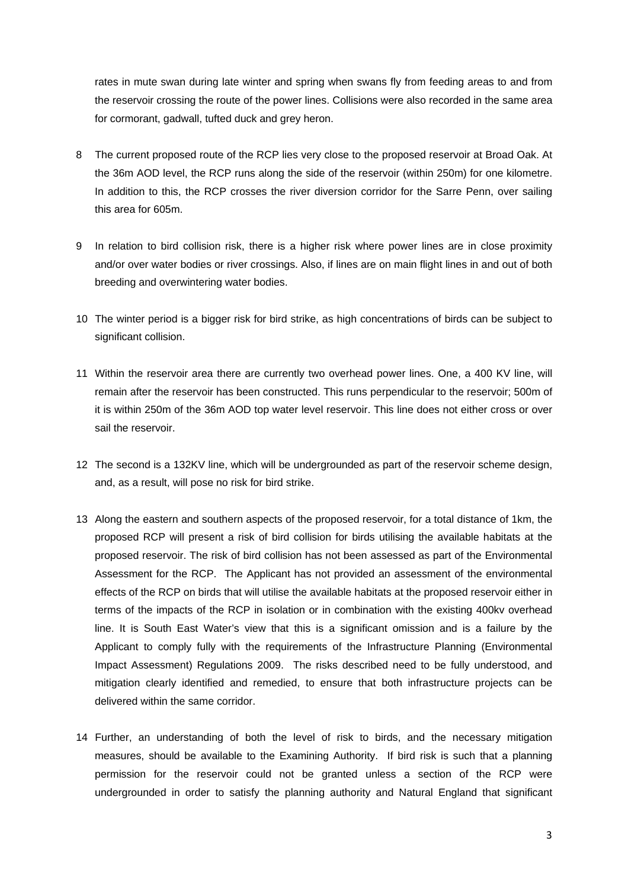rates in mute swan during late winter and spring when swans fly from feeding areas to and from the reservoir crossing the route of the power lines. Collisions were also recorded in the same area for cormorant, gadwall, tufted duck and grey heron.

8 The current proposed route of the RCP lies very close to the proposed reservoir at Broad Oak. At the 36m AOD level, the RCP runs along the side of the reservoir (within 250m) for one kilometre. In addition to this, the RCP crosses the river diversion corridor for the Sarre Penn, over sailing this area for 605m.

9 In relation to bird collision risk, there is a higher risk where power lines are in close proximity and/or over water bodies or river crossings. Also, if lines are on main flight lines in and out of both breeding and overwintering water bodies.

10 The winter period is a bigger risk for bird strike, as high concentrations of birds can be subject to significant collision.

11 Within the reservoir area there are currently two overhead power lines. One, a 400 KV line, will remain after the reservoir has been constructed. This runs perpendicular to the reservoir; 500m of it is within 250m of the 36m AOD top water level reservoir. This line does not either cross or over sail the reservoir.

12 The second is a 132KV line, which will be undergrounded as part of the reservoir scheme design, and, as a result, will pose no risk for bird strike.

13 Along the eastern and southern aspects of the proposed reservoir, for a total distance of 1km, the proposed RCP will present a risk of bird collision for birds utilising the available habitats at the proposed reservoir. The risk of bird collision has not been assessed as part of the Environmental Assessment for the RCP. The Applicant has not provided an assessment of the environmental effects of the RCP on birds that will utilise the available habitats at the proposed reservoir either in terms of the impacts of the RCP in isolation or in combination with the existing 400kv overhead line. It is South East Water's view that this is a significant omission and is a failure by the Applicant to comply fully with the requirements of the Infrastructure Planning (Environmental Impact Assessment) Regulations 2009. The risks described need to be fully understood, and mitigation clearly identified and remedied, to ensure that both infrastructure projects can be delivered within the same corridor.

14 Further, an understanding of both the level of risk to birds, and the necessary mitigation measures, should be available to the Examining Authority. If bird risk is such that a planning permission for the reservoir could not be granted unless a section of the RCP were undergrounded in order to satisfy the planning authority and Natural England that significant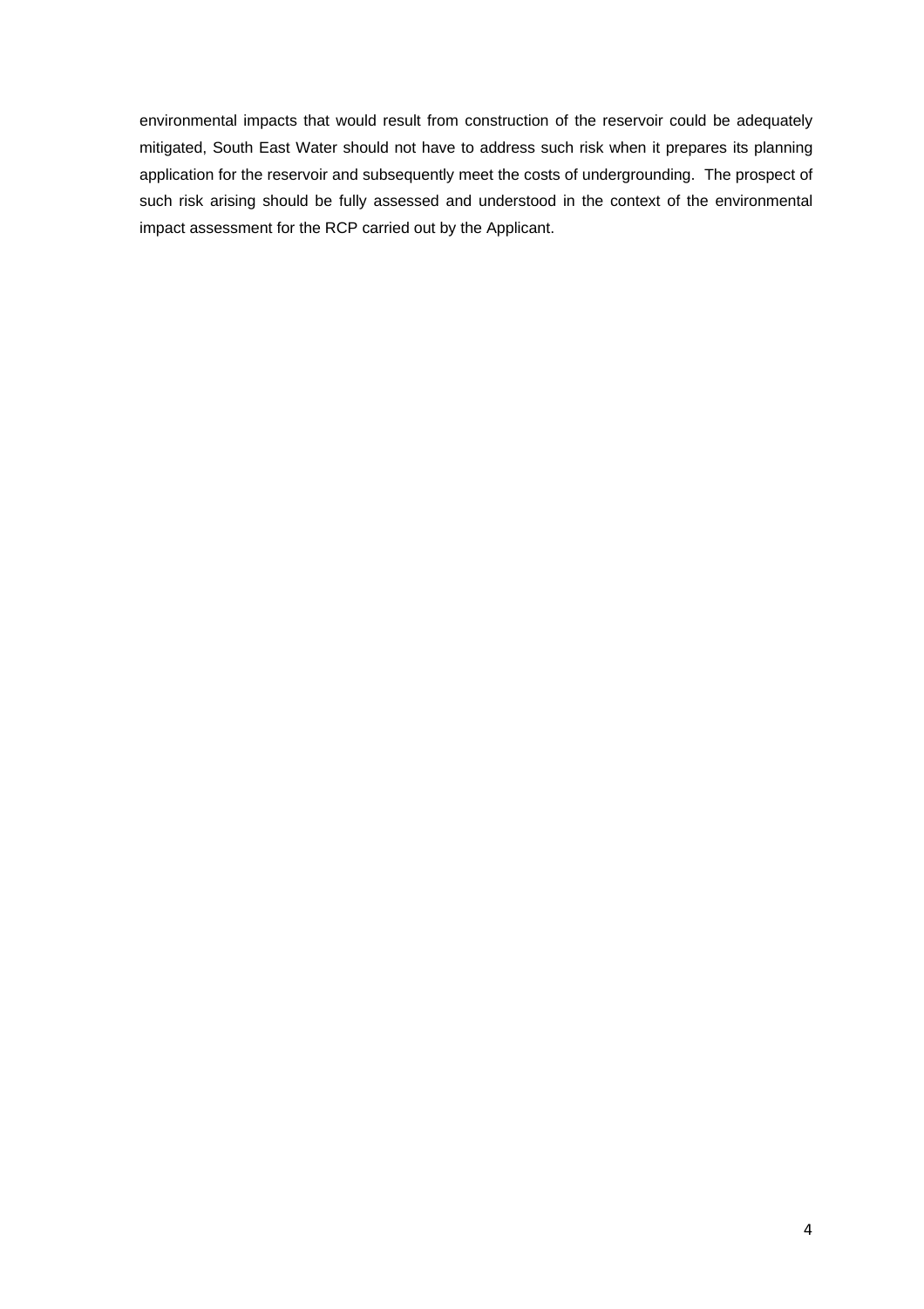environmental impacts that would result from construction of the reservoir could be adequately mitigated, South East Water should not have to address such risk when it prepares its planning application for the reservoir and subsequently meet the costs of undergrounding. The prospect of such risk arising should be fully assessed and understood in the context of the environmental impact assessment for the RCP carried out by the Applicant.